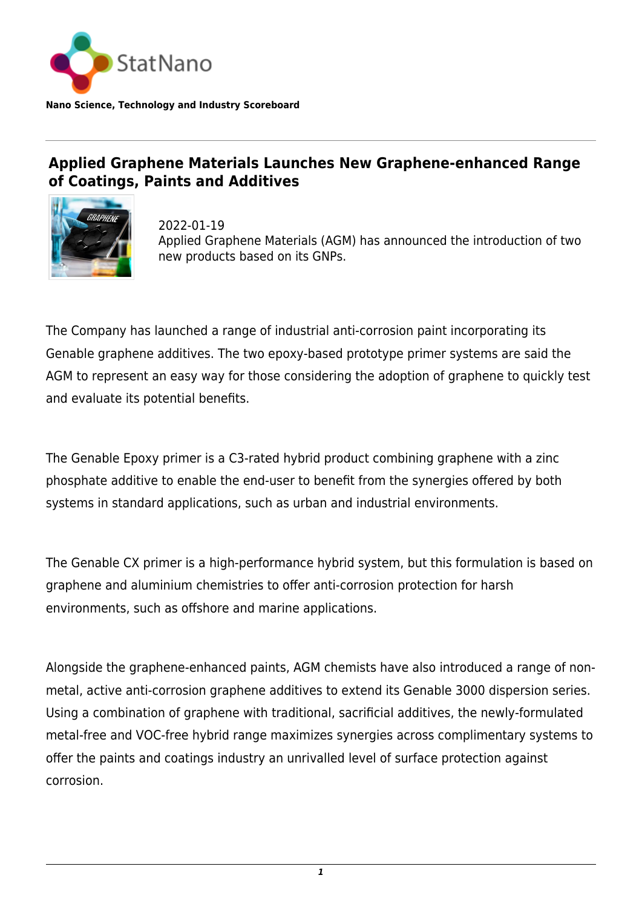StatNano

**Nano Science, Technology and Industry Scoreboard**

# Applied Graphene Materials Launches New Graphene-enhanced Range of Coatings, Paints and Additives

2022-01-19

Applied Graphene Materials (AGM) has announced the introduction of two new products based on its GNPs.

The Company has launched a range of industrial anti-corrosion paint incorporating its Genable graphene additives. The two epoxy-based prototype primer systems are said the AGM to represent an easy way for those considering the adoption of graphene to quickly test and evaluate its potential benefits.

The Genable Epoxy primer is a C3-rated hybrid product combining graphene with a zinc phosphate additive to enable the end-user to benefit from the synergies offered by both systems in standard applications, such as urban and industrial environments.

The Genable CX primer is a high-performance hybrid system, but this formulation is based on graphene and aluminium chemistries to offer anti-corrosion protection for harsh environments, such as offshore and marine applications.

Alongside the graphene-enhanced paints, AGM chemists have also introduced a range of non-metal, active anti-corrosion graphene additives to extend its Genable 3000 dispersion series. Using a combination of graphene with traditional, sacrificial additives, the newly-formulated metal-free and VOC-free hybrid range maximizes synergies across complimentary systems to offer the paints and coatings industry an unrivalled level of surface protection against corrosion.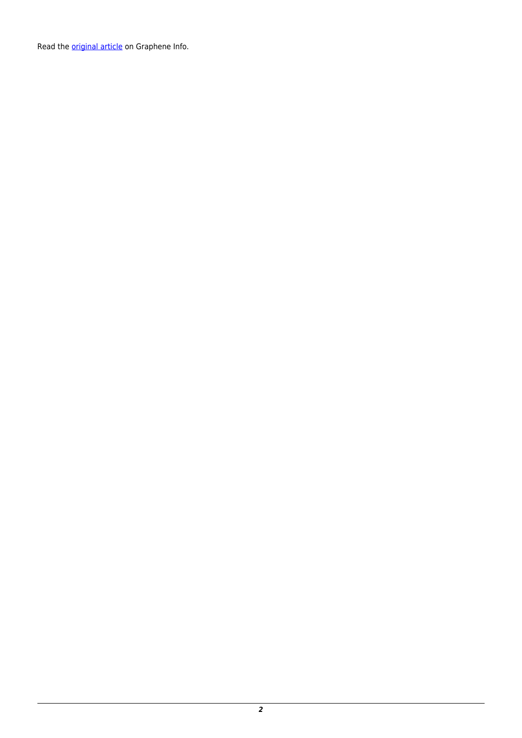Read the original article on Graphene Info.